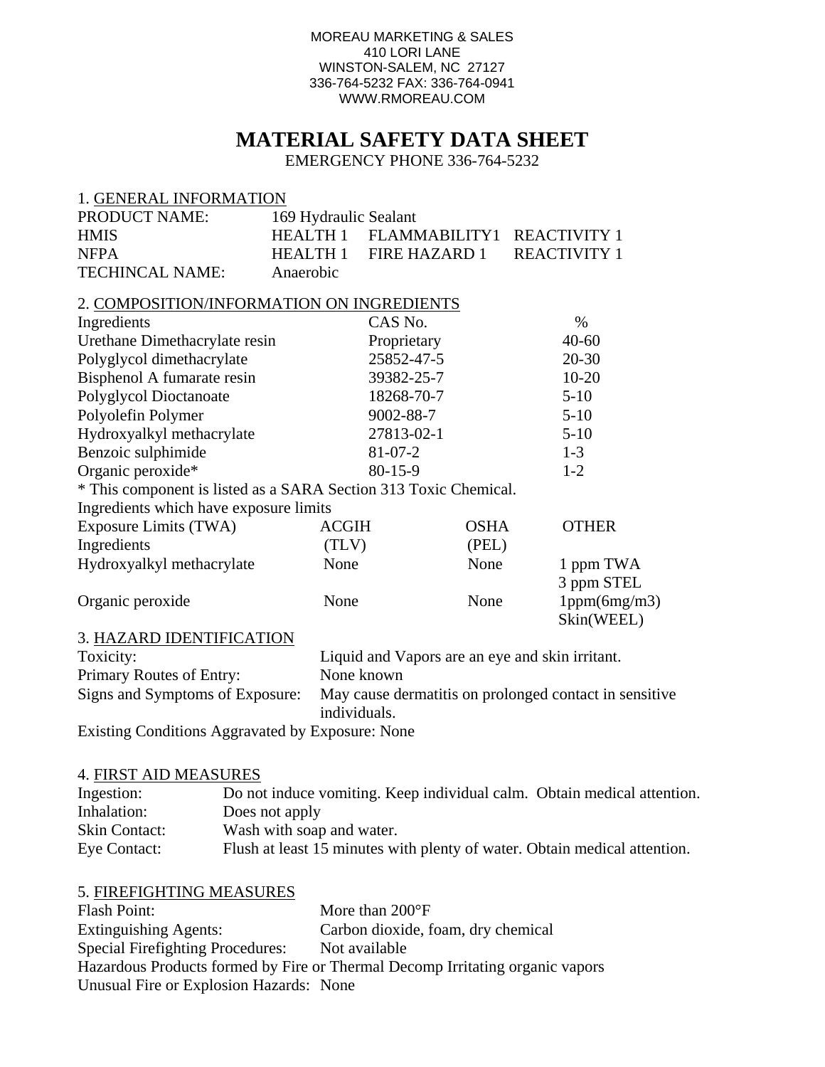MOREAU MARKETING & SALES
410 LORI LANE
WINSTON-SALEM, NC 27127
336-764-5232 FAX: 336-764-0941
WWW.RMOREAU.COM

# MATERIAL SAFETY DATA SHEET

EMERGENCY PHONE 336-764-5232

## 1. GENERAL INFORMATION

| | | | |
|---|---|---|---|
| PRODUCT NAME: | 169 Hydraulic Sealant | | |
| HMIS | HEALTH 1 | FLAMMABILITY1 | REACTIVITY 1 |
| NFPA | HEALTH 1 | FIRE HAZARD 1 | REACTIVITY 1 |
| TECHINCAL NAME: | Anaerobic | | |

## 2. COMPOSITION/INFORMATION ON INGREDIENTS

| Ingredients | CAS No. | % |
|---|---|---|
| Urethane Dimethacrylate resin | Proprietary | 40-60 |
| Polyglycol dimethacrylate | 25852-47-5 | 20-30 |
| Bisphenol A fumarate resin | 39382-25-7 | 10-20 |
| Polyglycol Dioctanoate | 18268-70-7 | 5-10 |
| Polyolefin Polymer | 9002-88-7 | 5-10 |
| Hydroxyalkyl methacrylate | 27813-02-1 | 5-10 |
| Benzoic sulphimide | 81-07-2 | 1-3 |
| Organic peroxide* | 80-15-9 | 1-2 |

* This component is listed as a SARA Section 313 Toxic Chemical.

Ingredients which have exposure limits

| Exposure Limits (TWA) Ingredients | ACGIH (TLV) | OSHA (PEL) | OTHER |
|---|---|---|---|
| Hydroxyalkyl methacrylate | None | None | 1 ppm TWA 3 ppm STEL |
| Organic peroxide | None | None | 1ppm(6mg/m3) Skin(WEEL) |

## 3. HAZARD IDENTIFICATION

| | |
|---|---|
| Toxicity: | Liquid and Vapors are an eye and skin irritant. |
| Primary Routes of Entry: | None known |
| Signs and Symptoms of Exposure: | May cause dermatitis on prolonged contact in sensitive individuals. |

Existing Conditions Aggravated by Exposure: None

## 4. FIRST AID MEASURES

| | |
|---|---|
| Ingestion: | Do not induce vomiting. Keep individual calm. Obtain medical attention. |
| Inhalation: | Does not apply |
| Skin Contact: | Wash with soap and water. |
| Eye Contact: | Flush at least 15 minutes with plenty of water. Obtain medical attention. |

## 5. FIREFIGHTING MEASURES

| | |
|---|---|
| Flash Point: | More than 200°F |
| Extinguishing Agents: | Carbon dioxide, foam, dry chemical |
| Special Firefighting Procedures: | Not available |

Hazardous Products formed by Fire or Thermal Decomp Irritating organic vapors

Unusual Fire or Explosion Hazards: None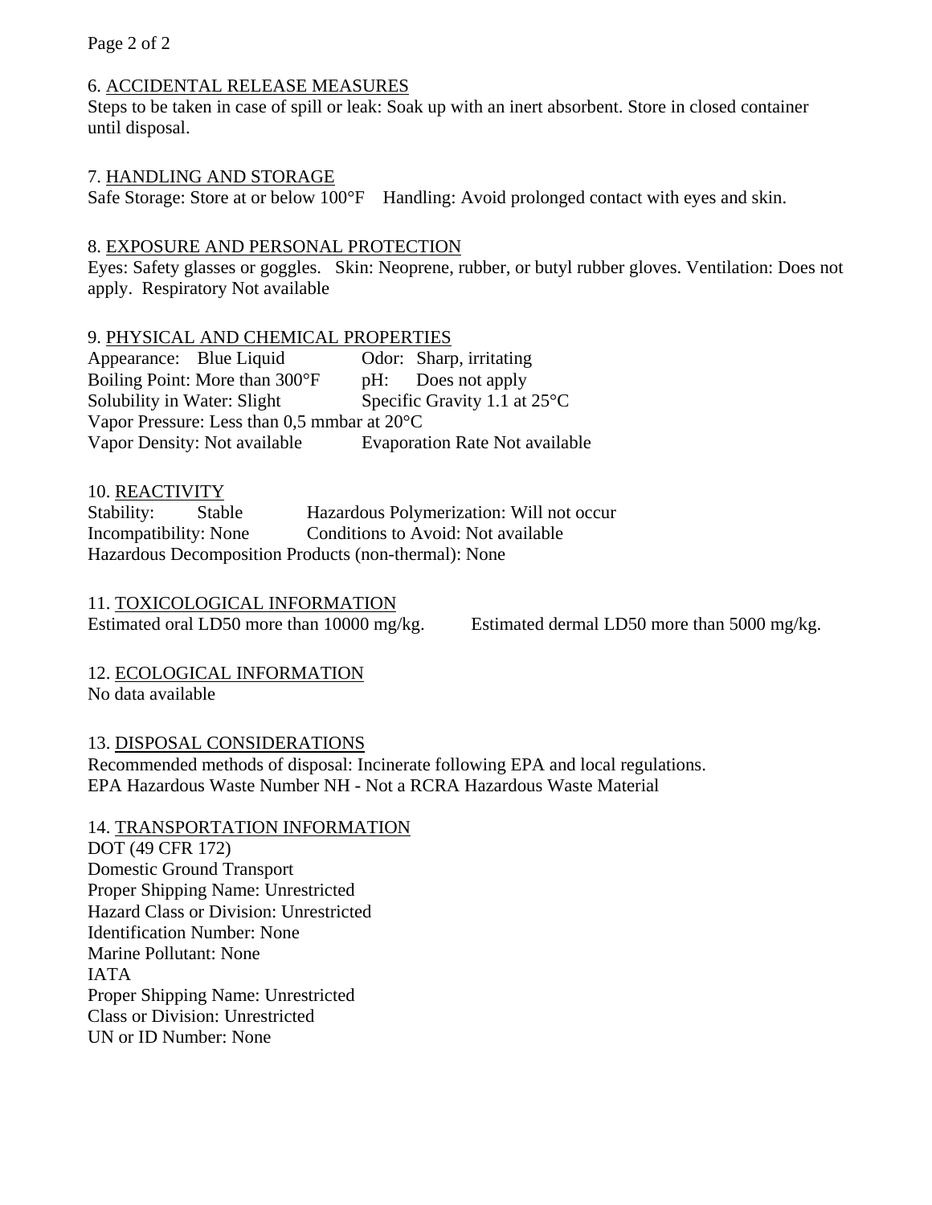## 6. ACCIDENTAL RELEASE MEASURES

Steps to be taken in case of spill or leak: Soak up with an inert absorbent. Store in closed container until disposal.

## 7. HANDLING AND STORAGE

Safe Storage: Store at or below 100°F    Handling: Avoid prolonged contact with eyes and skin.

## 8. EXPOSURE AND PERSONAL PROTECTION

Eyes: Safety glasses or goggles.   Skin: Neoprene, rubber, or butyl rubber gloves. Ventilation: Does not apply.  Respiratory Not available

## 9. PHYSICAL AND CHEMICAL PROPERTIES

| | |
|---|---|
| Appearance: Blue Liquid | Odor: Sharp, irritating |
| Boiling Point: More than 300°F | pH: Does not apply |
| Solubility in Water: Slight | Specific Gravity 1.1 at 25°C |
| Vapor Pressure: Less than 0,5 mmbar at 20°C | |
| Vapor Density: Not available | Evaporation Rate Not available |

## 10. REACTIVITY

| | |
|---|---|
| Stability: Stable | Hazardous Polymerization: Will not occur |
| Incompatibility: None | Conditions to Avoid: Not available |

Hazardous Decomposition Products (non-thermal): None

## 11. TOXICOLOGICAL INFORMATION

Estimated oral LD50 more than 10000 mg/kg.    Estimated dermal LD50 more than 5000 mg/kg.

## 12. ECOLOGICAL INFORMATION

No data available

## 13. DISPOSAL CONSIDERATIONS

Recommended methods of disposal: Incinerate following EPA and local regulations.
EPA Hazardous Waste Number NH - Not a RCRA Hazardous Waste Material

## 14. TRANSPORTATION INFORMATION

DOT (49 CFR 172)
Domestic Ground Transport
Proper Shipping Name: Unrestricted
Hazard Class or Division: Unrestricted
Identification Number: None
Marine Pollutant: None
IATA
Proper Shipping Name: Unrestricted
Class or Division: Unrestricted
UN or ID Number: None